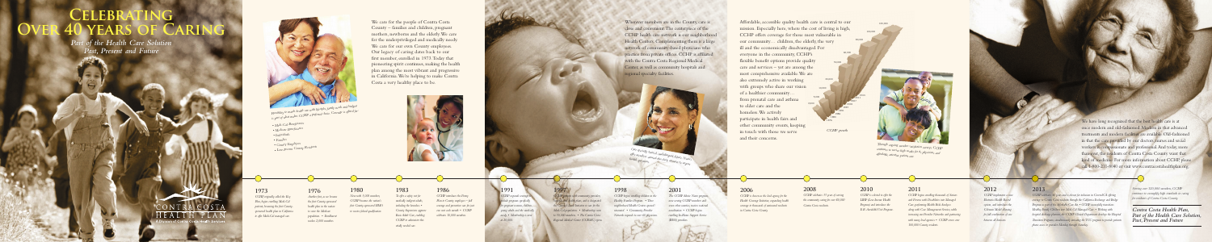# Celebrating Over 40 Years of Caring

*Part of the Health Care Solution Past, Present and Future*

We care for the people of Contra Costa County – families and children, pregnant mothers, newborns and the elderly. We care for the underprivileged and medically needy. We care for our own County employees. Our legacy of caring dates back to our first member, enrolled in 1973. Today that pioneering spirit continues, making the health plan among the most vibrant and progressive in California. We're helping to make Contra Costa a very healthy place to be.

*Working to make health care affordable, family centered and budget a part of what makes CCHP a preferred choice. Coverage is offered for:*

- *Medi-Cal Beneficiaries*
- *Medicare Beneficiaries*
- *Individuals*
- *Families*
- *County Employees*
- *Low-Income County Residents*

Wherever members are in the County, care is close and convenient. The centerpiece of the CCHP health care network is our neighborhood Health Centers. Complementing them is a large network of community-based physicians who practice from private offices. CCHP is affiliated with the Contra Costa Regional Medical Center, as well as community hospitals and regional specialty facilities.

*Care provided by knowledgeable, licensed health professionals who... members their own ... health plan.*

Affordable, accessible quality health care is central to our mission. Especially here, where the cost of living is high, CCHP offers coverage for those most vulnerable in our community… children, the elderly, the very ill and the economically disadvantaged. For everyone in the community, CCHP's flexible benefit options provide quality care and services – yet are among the most comprehensive available. We are also extremely active in working with groups who share our vision of a healthier community… from prenatal care and asthma to elder care and the homeless. We actively participate in health fairs and other community events, keeping in touch with those we serve and their concerns.

*CCHP growth*

*Through ongoing member satisfaction surveys, CCHP continues to strive high marks for its physicians and affordable, excellent patient care.*

We have long recognized that the best health care is at once modern and old-fashioned. Modern in that advanced treatments and modern facilities are available. Old-fashioned in that the care provided by our doctors, nurses and social workers is compassionate and professional. And today, more than ever, the residents of Contra Costa County want that kind of medicine. For more information about CCHP please call 1-800-211-8080 or visit www.contracostahealthplan.org.

**1973**
*CCHP originally called the Key Plan, begins enrolling Medi-Cal patients, becoming the first County-sponsored health plan in California to offer Medi-Cal managed care.*

**1976**
*Another first, as we become the first County-sponsored health plan to be certified to cover the Medicare population. • Enrollment reaches 2,000 members.*

**1980**
*Now with 5,000 members, CCHP becomes the nation's first County-sponsored HMO to receive federal qualification.*

**1983**
*To offer a safety net for medically indigent adults, including the homeless, • County departments approve Basic Adult Care, adding CCHP to administer the medically needed care.*

**1986**
*CCHP introduces the Contra Costa County employees – full coverage and preventive care for just one cent each month. • CCHP celebrates 10,000 members.*

**1991**
*CCHP expands coverage to include programs specifically for pregnant women, children, young adults and the medically needy. • Membership is now at 20,000.*

**1997**
*CCHP continues with community providers to ... Medi-Cal... • Membership ...*

**1998**
*CCHP begins enrolling children in the Healthy Families Program. • Three neighborhood Health Centers opened... Community Provider Network expands...*

**2001**
*The CCHP Basic Needs program now serving CCHP members and ... • CCHP ... (IHSS) providers.*

**2006**
*CCHP is chosen as the lead agency for the Health Coverage Initiative expanding health coverage to thousands of uninsured residents in Contra Costa County.*

**2008**
*CCHP celebrates 35 years of serving the community, caring for over 80,000 Contra Costa residents.*

**2010**
*CCHP is selected to offer the LIHP (Low Income Health Program) and introduce the Bridge Health Care Program.*

**2011**
*CCHP begins enrolling thousands of Seniors and Persons with Disabilities into Managed Care, performing Health Risk Analyses along with Case Management Services while increasing our Provider Networks and partnering with many local agencies. • CCHP serves over 100,000 County residents.*

**2012**
*CCHP implements a new Electronic Health Record system, and introduces the Coleman Model (Reducing) ... full continuation of care ...*

**2013**
*CCHP celebrates 40 years and is chosen for inclusion in Covered CA offering coverage to Contra Costa residents through the California Exchange and Medi-Cal Expansion ... • CCHP successfully transitions Healthy Families Children into Medi-Cal Managed Care ...*

*Serving over 120,000 members, CCHP continues to exemplify high standards in caring for residents of Contra Costa County.*

***Contra Costa Health Plan, Part of the Health Care Solution, Past, Present and Future***

CONTRA COSTA HEALTH PLAN
A Division of Contra Costa Health Services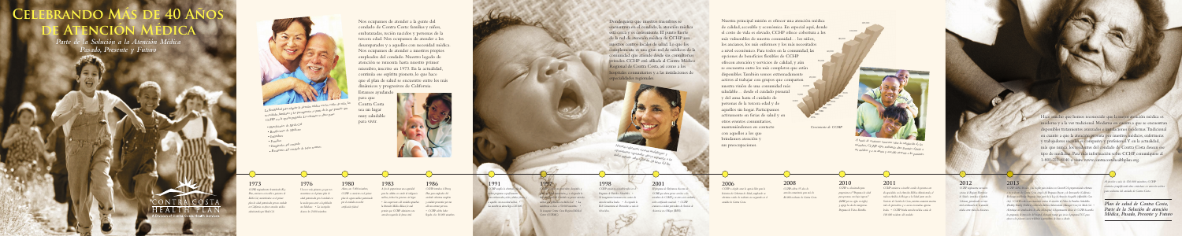# Celebrando Más de 40 Años de Atención Médica

*Parte de la Solución a la Atención Médica Pasado, Presente y Futuro*

Nos ocupamos de atender a la gente del condado de Contra Costa: familias y niños, embarazadas, recién nacidos y personas de la tercera edad. Nos ocupamos de atender a los desempleados y a aquellos con necesidad médica. Nos ocupamos de atender a nuestros propios empleados del condado. Nuestro legado de atención se remonta hasta nuestro primer miembro, inscrito en 1973. En la actualidad, continúa esa espíritu pionero, lo que hace que el plan de salud se encuentre entre los más distintivos y progresistas de California. Estamos ayudando para que Contra Costa sea un lugar muy saludable para vivir.

*La flexibilidad para adaptar la atención médica con los retos de salud, las necesidades familiares y los presupuestos es parte de lo que permitió que CCHP sea la opción preferida, tal y como a diferentes grupos:*

- *Beneficiarios de Medi-Cal*
- *Beneficiarios de Medicare*
- *Individuos*
- *Familias*
- *Empleados del condado*
- *Empleados del condado de todos sectores*

Dondequiera que nuestros miembros se encuentren en el condado la atención médica está cerca y es conveniente. El punto fuerte de la red de atención médica de CCHP son nuestros centros locales de salud. Lo que los complementa es una gran red de médicos de la comunidad que atiende desde sus consultorios privados. CCHP está afiliada al Centro Médico Regional de Contra Costa, así como a los hospitales comunitarios y a las instalaciones de especialidades regionales.

*Nuestra cobertura incluye maternidad y embarazadas, así como para quienes recién nacen...*

Nuestra principal misión es ofrecer una atención médica de calidad, accesible y económica. En especial aquí, donde el costo de vida es elevado, CCHP ofrece coberturas a los más vulnerables de nuestra comunidad – los niños, los ancianos, los más enfermos y los más necesitados a nivel económico. Para todos en la comunidad, las opciones de beneficios flexibles de CCHP ofrecen atención y servicios de calidad, y esto se encuentra entre los más completos que están disponibles. También somos extremadamente activos al trabajar con grupos que comparten nuestra visión de una comunidad más saludable – desde el cuidado prenatal y del asma hasta el cuidado de personas de la tercera edad y de aquellos sin hogar. Participamos activamente en ferias de salud y en otros eventos comunitarios, manteniéndonos en contacto con aquellos a los que brindamos atención y sus preocupaciones.

Crecimiento de CCHP

*El legado de compasión comienza desde la afiliación de los miembros. CCHP sigue enfocado en ofrecer atención...*

Hace mucho que hemos reconocido que la mejor atención médica es moderna y a la vez tradicional. Modernas en cuanto a que se encuentran disponibles tratamientos avanzados e instalaciones modernas. Tradicional en cuanto a que la atención proviene por nuestros médicos, enfermeras y trabajadores médicos, consejeros y profesional Y en la actualidad, más que nunca, los residentes del condado de Contra Costa desean ese tipo de atención. Para más información sobre CCHP comuníquese al 1-877-661-6230 o visite www.contracostahealthplan.org

**1973** CCHP originalmente...

**1976** ...

**1980** ...

**1983** ...

**1986** ...

**1991** ...

**1997** ...

**2001** ...

**2006** ...

**2008** ...

**2010** ...

**2011** ...

**2012** ...

**2013** ...

*Plan de salud de Contra Costa, Parte de la Solución de atención Médica, Pasado, Presente y Futuro*

CONTRA COSTA HEALTH PLAN
A Division of Contra Costa Health Services